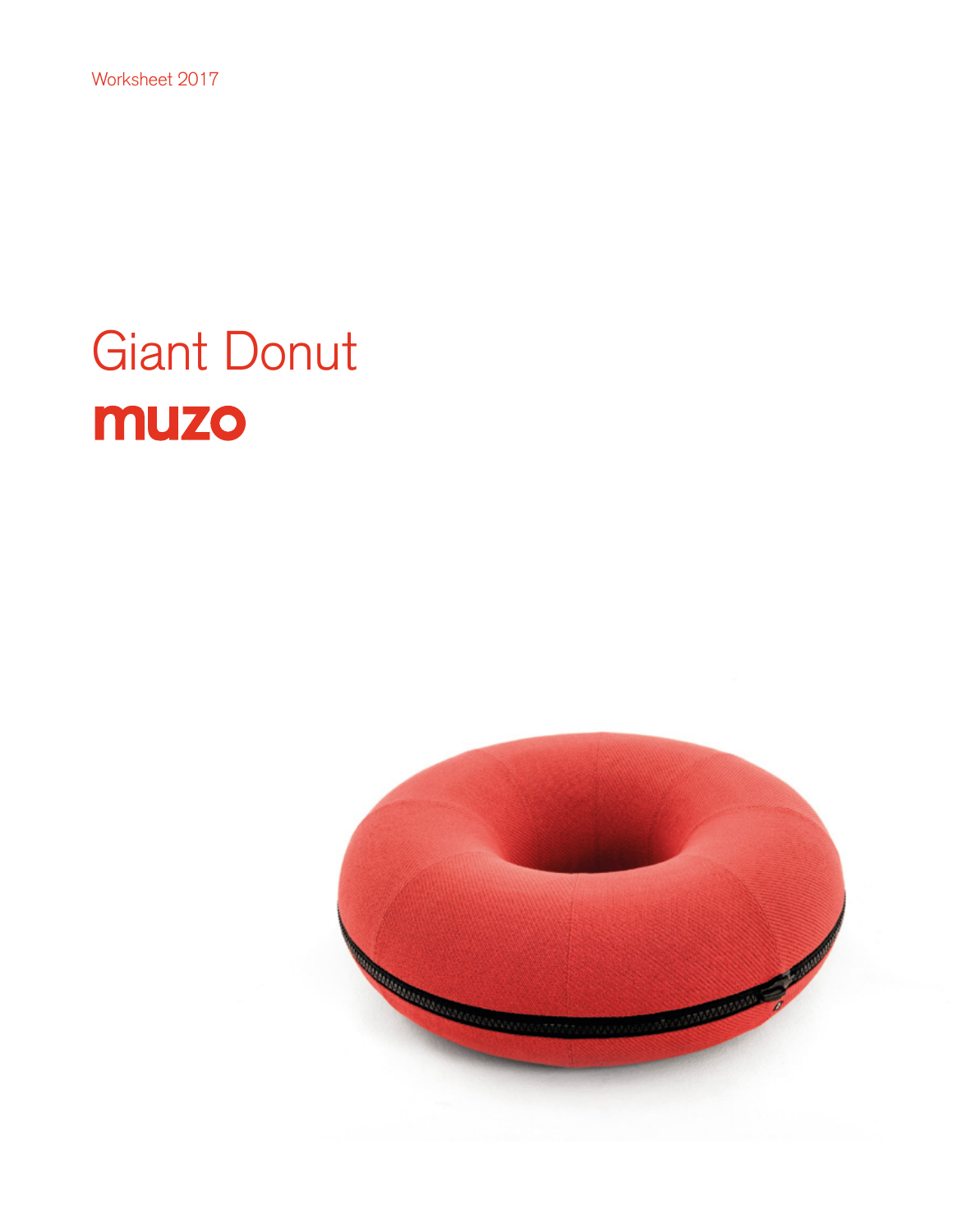Worksheet 2017

# Giant Donut

## muzo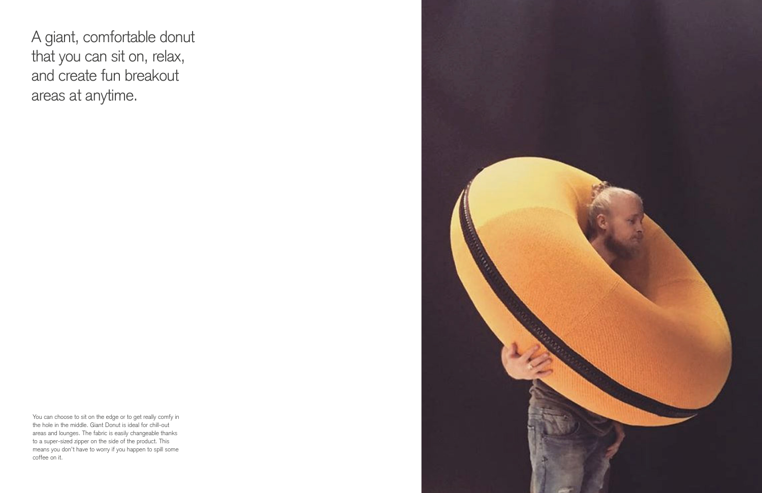# A giant, comfortable donut that you can sit on, relax, and create fun breakout areas at anytime.

You can choose to sit on the edge or to get really comfy in the hole in the middle. Giant Donut is ideal for chill-out areas and lounges. The fabric is easily changeable thanks to a super-sized zipper on the side of the product. This means you don't have to worry if you happen to spill some coffee on it.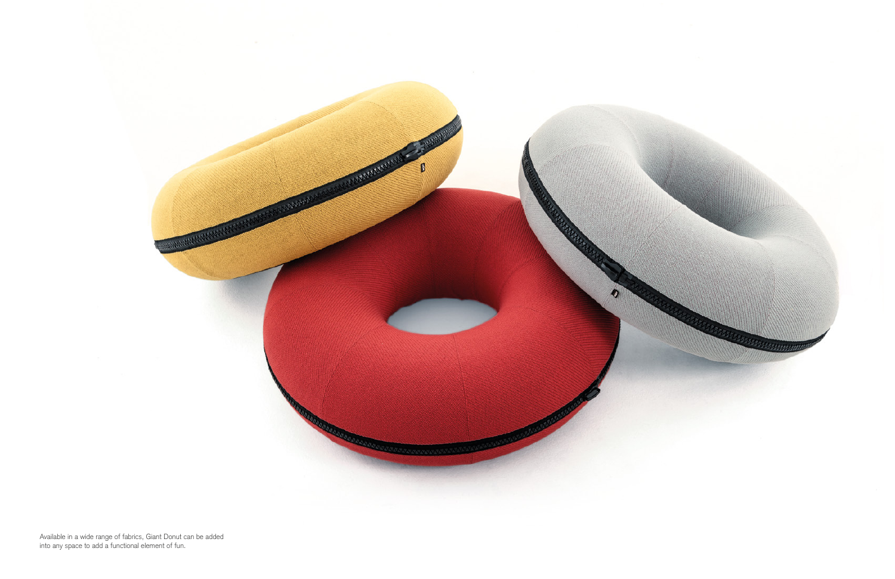Available in a wide range of fabrics, Giant Donut can be added into any space to add a functional element of fun.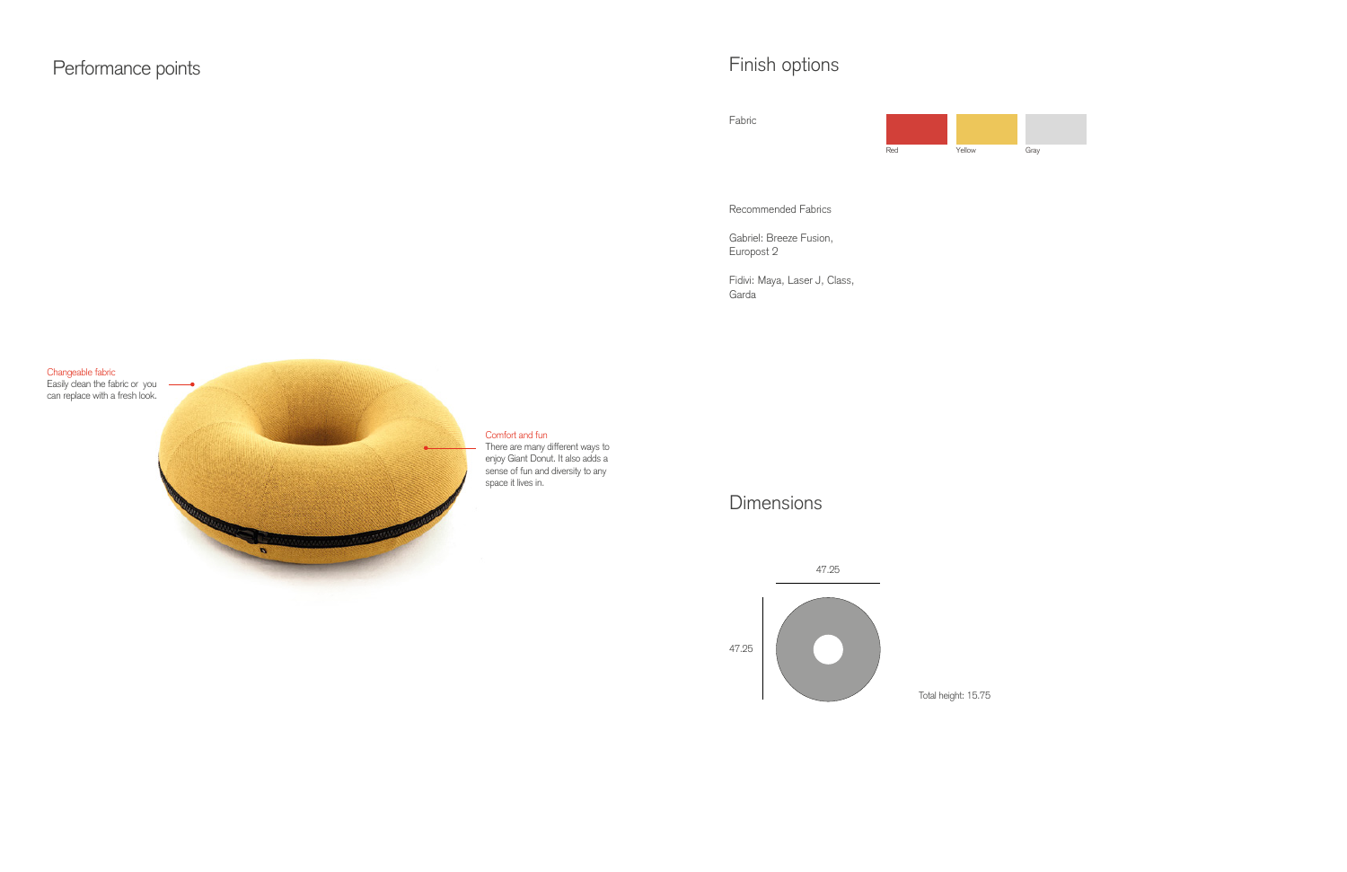## Performance points

Changeable fabric
Easily clean the fabric or you can replace with a fresh look.

Comfort and fun
There are many different ways to enjoy Giant Donut. It also adds a sense of fun and diversity to any space it lives in.

## Finish options

Fabric

Red

Yellow

Gray

Recommended Fabrics

Gabriel: Breeze Fusion, Europost 2

Fidivi: Maya, Laser J, Class, Garda

## Dimensions

47.25

47.25

Total height: 15.75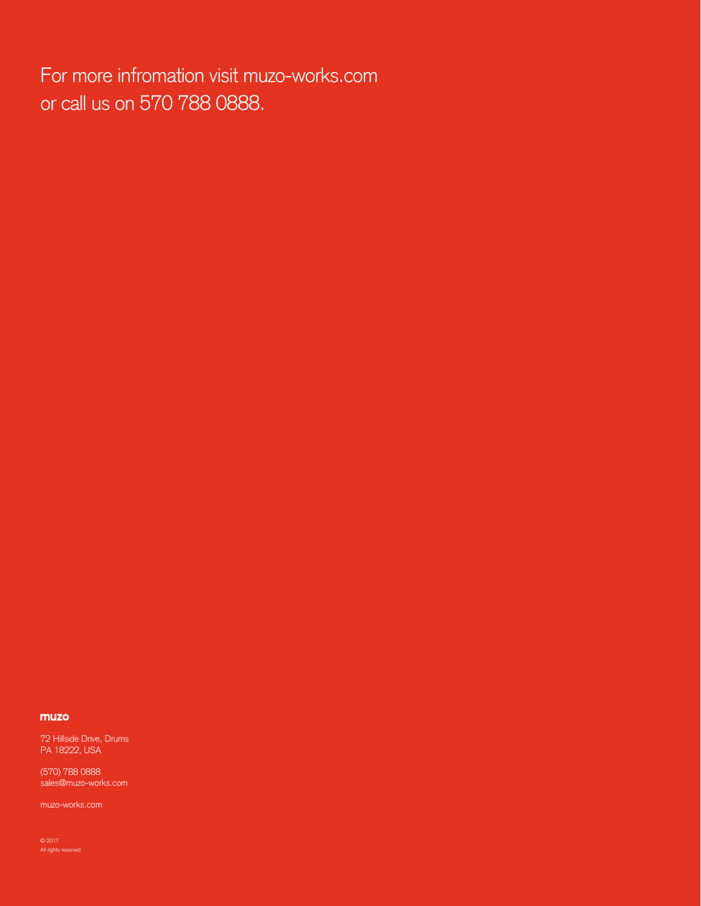For more infromation visit muzo-works.com
or call us on 570 788 0888.

**muzo**

72 Hillside Drive, Drums
PA 18222, USA

(570) 788 0888
sales@muzo-works.com

muzo-works.com

© 2017
All rights reserved